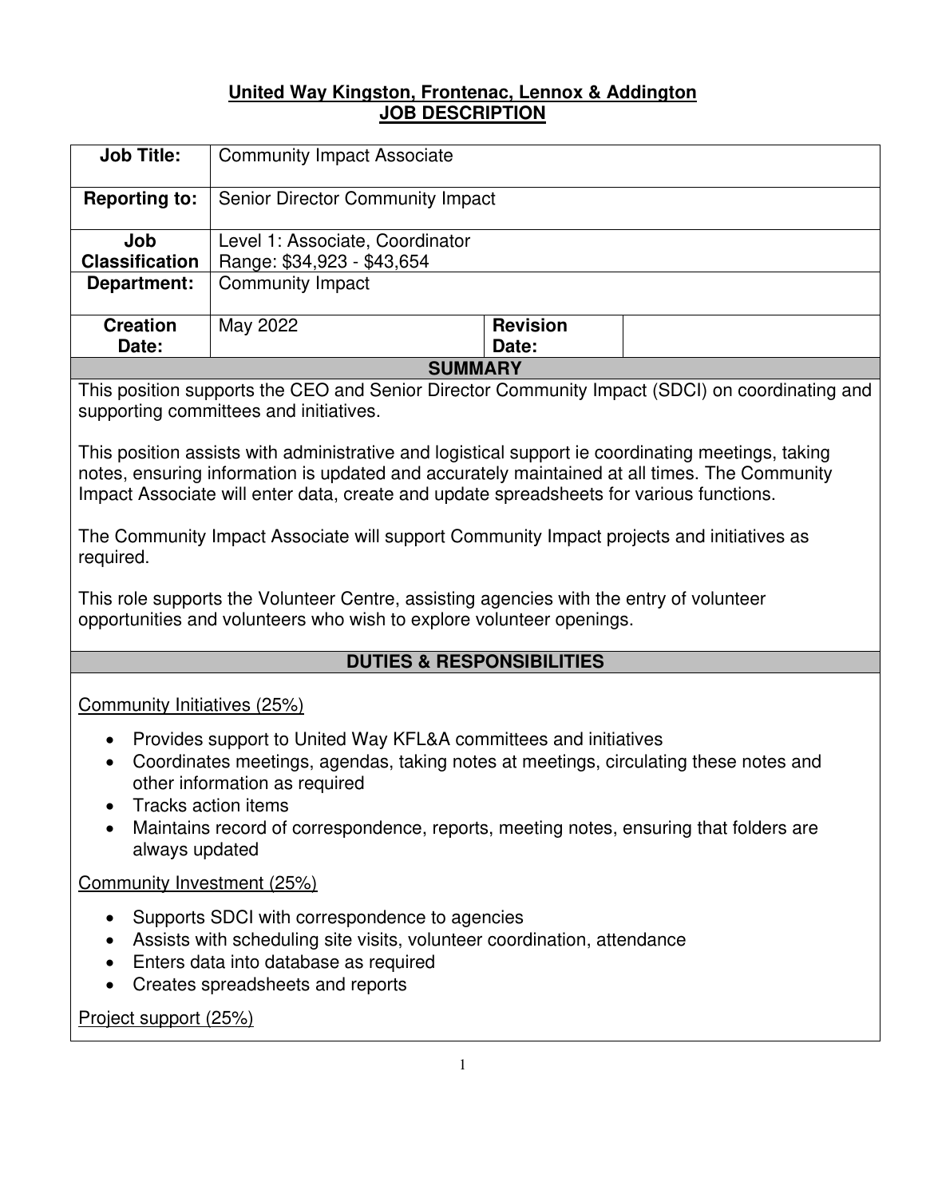# United Way Kingston, Frontenac, Lennox & Addington
## JOB DESCRIPTION

| **Job Title:** | Community Impact Associate | | |
|---|---|---|---|
| **Reporting to:** | Senior Director Community Impact | | |
| **Job Classification** | Level 1: Associate, Coordinator<br>Range: $34,923 - $43,654 | | |
| **Department:** | Community Impact | | |
| **Creation Date:** | May 2022 | **Revision Date:** | |

### SUMMARY

This position supports the CEO and Senior Director Community Impact (SDCI) on coordinating and supporting committees and initiatives.

This position assists with administrative and logistical support ie coordinating meetings, taking notes, ensuring information is updated and accurately maintained at all times. The Community Impact Associate will enter data, create and update spreadsheets for various functions.

The Community Impact Associate will support Community Impact projects and initiatives as required.

This role supports the Volunteer Centre, assisting agencies with the entry of volunteer opportunities and volunteers who wish to explore volunteer openings.

### DUTIES & RESPONSIBILITIES

Community Initiatives (25%)

- Provides support to United Way KFL&A committees and initiatives
- Coordinates meetings, agendas, taking notes at meetings, circulating these notes and other information as required
- Tracks action items
- Maintains record of correspondence, reports, meeting notes, ensuring that folders are always updated

Community Investment (25%)

- Supports SDCI with correspondence to agencies
- Assists with scheduling site visits, volunteer coordination, attendance
- Enters data into database as required
- Creates spreadsheets and reports

Project support (25%)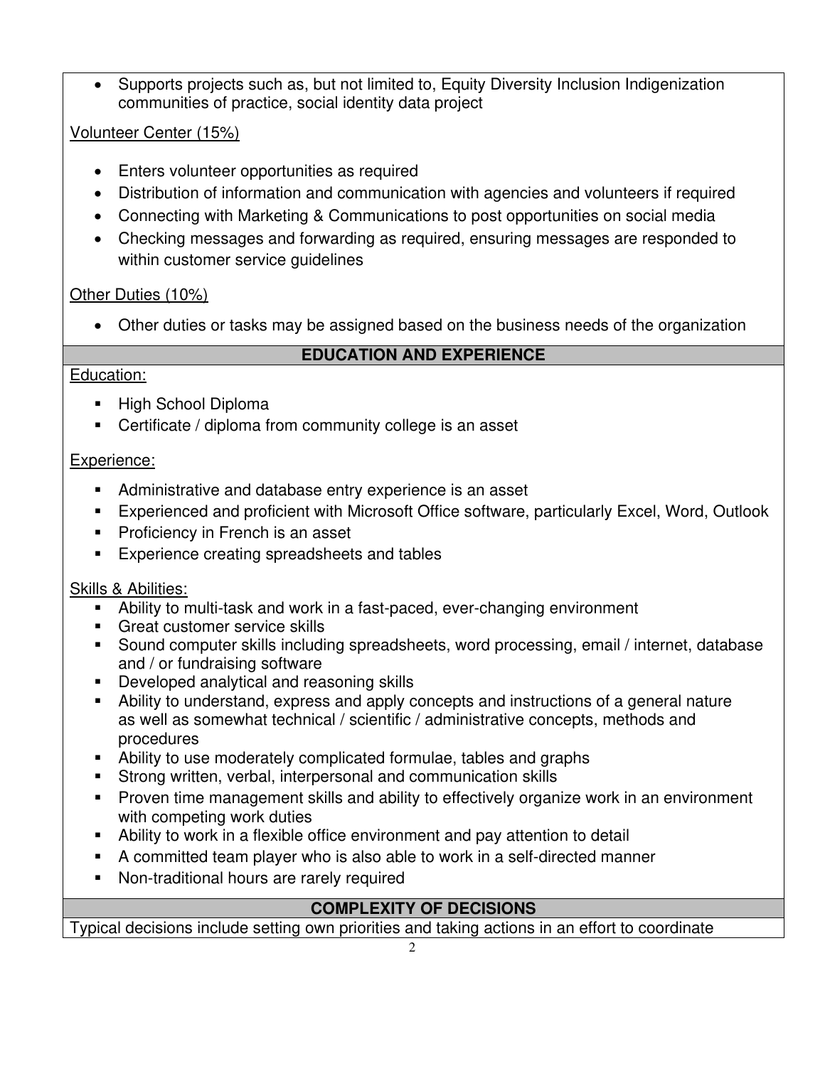- Supports projects such as, but not limited to, Equity Diversity Inclusion Indigenization communities of practice, social identity data project

Volunteer Center (15%)

- Enters volunteer opportunities as required
- Distribution of information and communication with agencies and volunteers if required
- Connecting with Marketing & Communications to post opportunities on social media
- Checking messages and forwarding as required, ensuring messages are responded to within customer service guidelines

Other Duties (10%)

- Other duties or tasks may be assigned based on the business needs of the organization

## EDUCATION AND EXPERIENCE

Education:

- High School Diploma
- Certificate / diploma from community college is an asset

Experience:

- Administrative and database entry experience is an asset
- Experienced and proficient with Microsoft Office software, particularly Excel, Word, Outlook
- Proficiency in French is an asset
- Experience creating spreadsheets and tables

Skills & Abilities:

- Ability to multi-task and work in a fast-paced, ever-changing environment
- Great customer service skills
- Sound computer skills including spreadsheets, word processing, email / internet, database and / or fundraising software
- Developed analytical and reasoning skills
- Ability to understand, express and apply concepts and instructions of a general nature as well as somewhat technical / scientific / administrative concepts, methods and procedures
- Ability to use moderately complicated formulae, tables and graphs
- Strong written, verbal, interpersonal and communication skills
- Proven time management skills and ability to effectively organize work in an environment with competing work duties
- Ability to work in a flexible office environment and pay attention to detail
- A committed team player who is also able to work in a self-directed manner
- Non-traditional hours are rarely required

## COMPLEXITY OF DECISIONS

Typical decisions include setting own priorities and taking actions in an effort to coordinate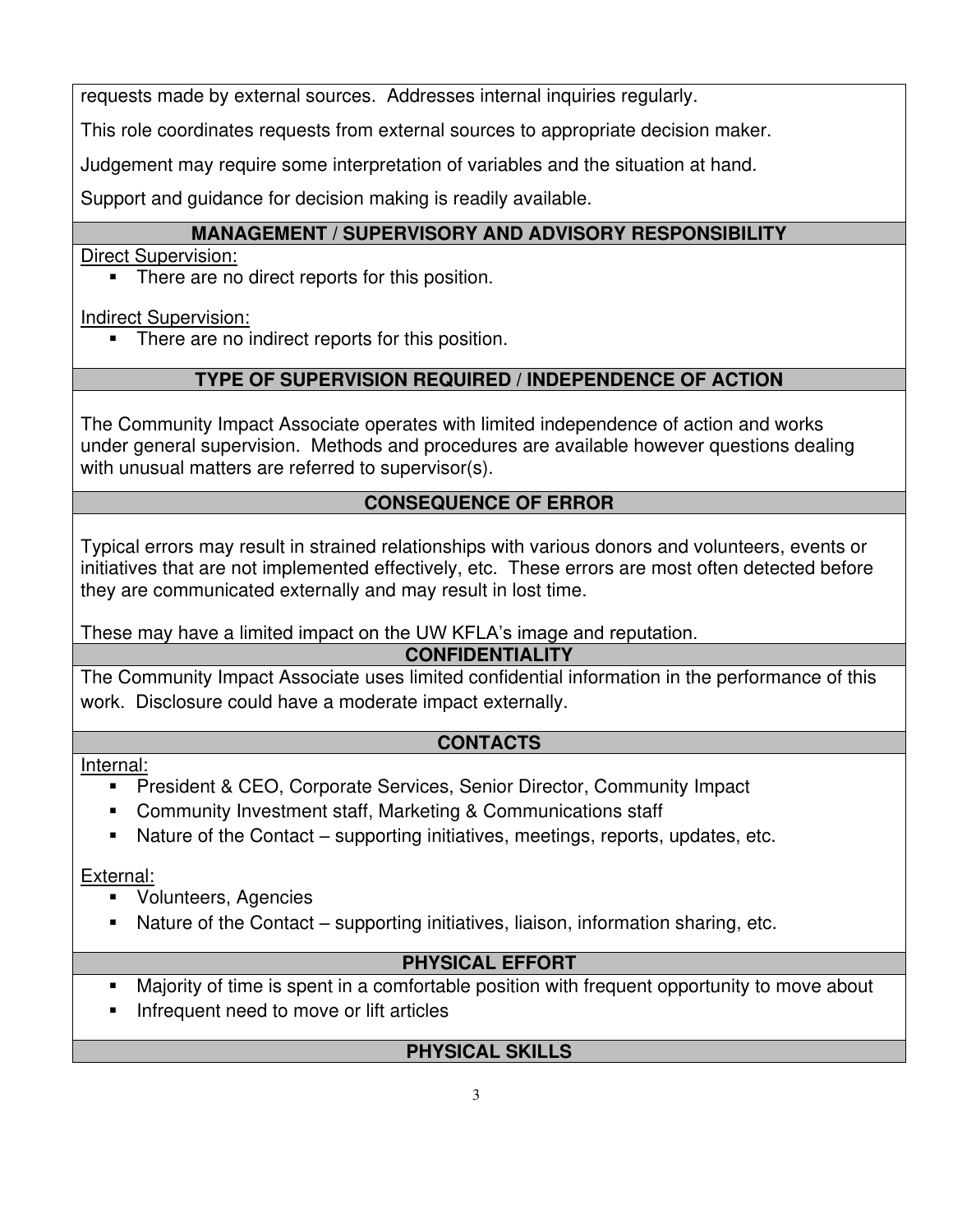requests made by external sources. Addresses internal inquiries regularly.

This role coordinates requests from external sources to appropriate decision maker.

Judgement may require some interpretation of variables and the situation at hand.

Support and guidance for decision making is readily available.

## MANAGEMENT / SUPERVISORY AND ADVISORY RESPONSIBILITY

Direct Supervision:

- There are no direct reports for this position.

Indirect Supervision:

- There are no indirect reports for this position.

## TYPE OF SUPERVISION REQUIRED / INDEPENDENCE OF ACTION

The Community Impact Associate operates with limited independence of action and works under general supervision. Methods and procedures are available however questions dealing with unusual matters are referred to supervisor(s).

## CONSEQUENCE OF ERROR

Typical errors may result in strained relationships with various donors and volunteers, events or initiatives that are not implemented effectively, etc. These errors are most often detected before they are communicated externally and may result in lost time.

These may have a limited impact on the UW KFLA's image and reputation.

## CONFIDENTIALITY

The Community Impact Associate uses limited confidential information in the performance of this work. Disclosure could have a moderate impact externally.

## CONTACTS

Internal:

- President & CEO, Corporate Services, Senior Director, Community Impact
- Community Investment staff, Marketing & Communications staff
- Nature of the Contact – supporting initiatives, meetings, reports, updates, etc.

External:

- Volunteers, Agencies
- Nature of the Contact – supporting initiatives, liaison, information sharing, etc.

## PHYSICAL EFFORT

- Majority of time is spent in a comfortable position with frequent opportunity to move about
- Infrequent need to move or lift articles

## PHYSICAL SKILLS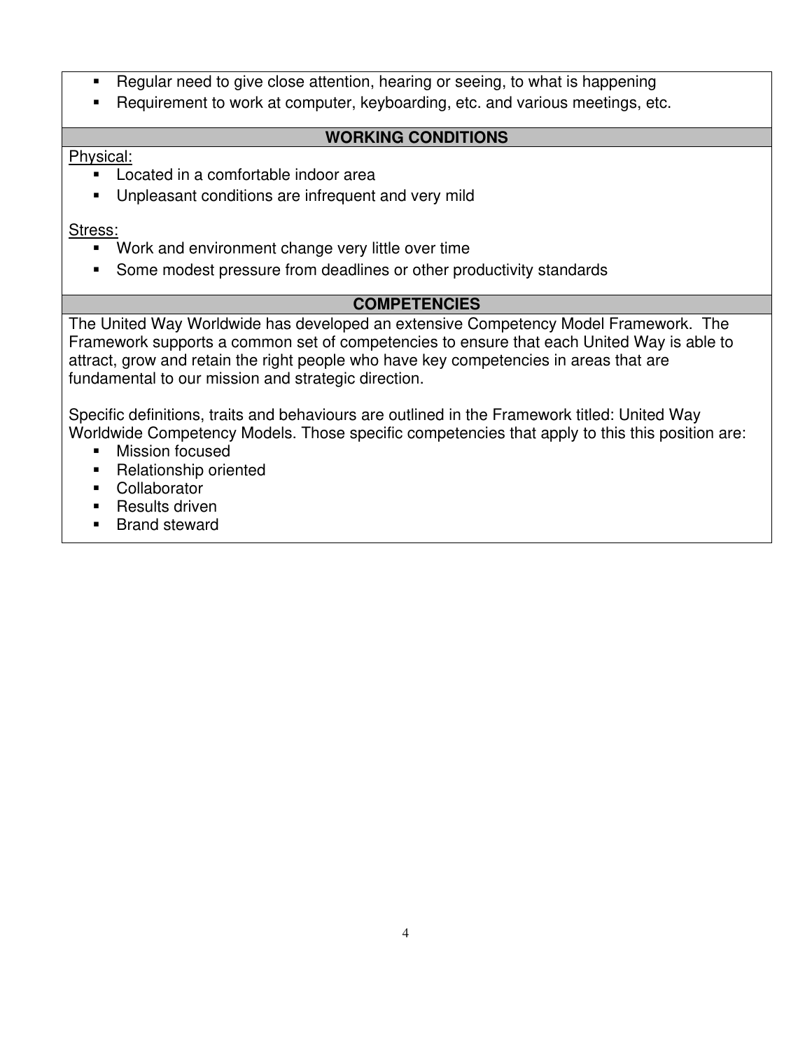- Regular need to give close attention, hearing or seeing, to what is happening
- Requirement to work at computer, keyboarding, etc. and various meetings, etc.

## WORKING CONDITIONS

Physical:

- Located in a comfortable indoor area
- Unpleasant conditions are infrequent and very mild

Stress:

- Work and environment change very little over time
- Some modest pressure from deadlines or other productivity standards

## COMPETENCIES

The United Way Worldwide has developed an extensive Competency Model Framework. The Framework supports a common set of competencies to ensure that each United Way is able to attract, grow and retain the right people who have key competencies in areas that are fundamental to our mission and strategic direction.

Specific definitions, traits and behaviours are outlined in the Framework titled: United Way Worldwide Competency Models. Those specific competencies that apply to this this position are:

- Mission focused
- Relationship oriented
- Collaborator
- Results driven
- Brand steward